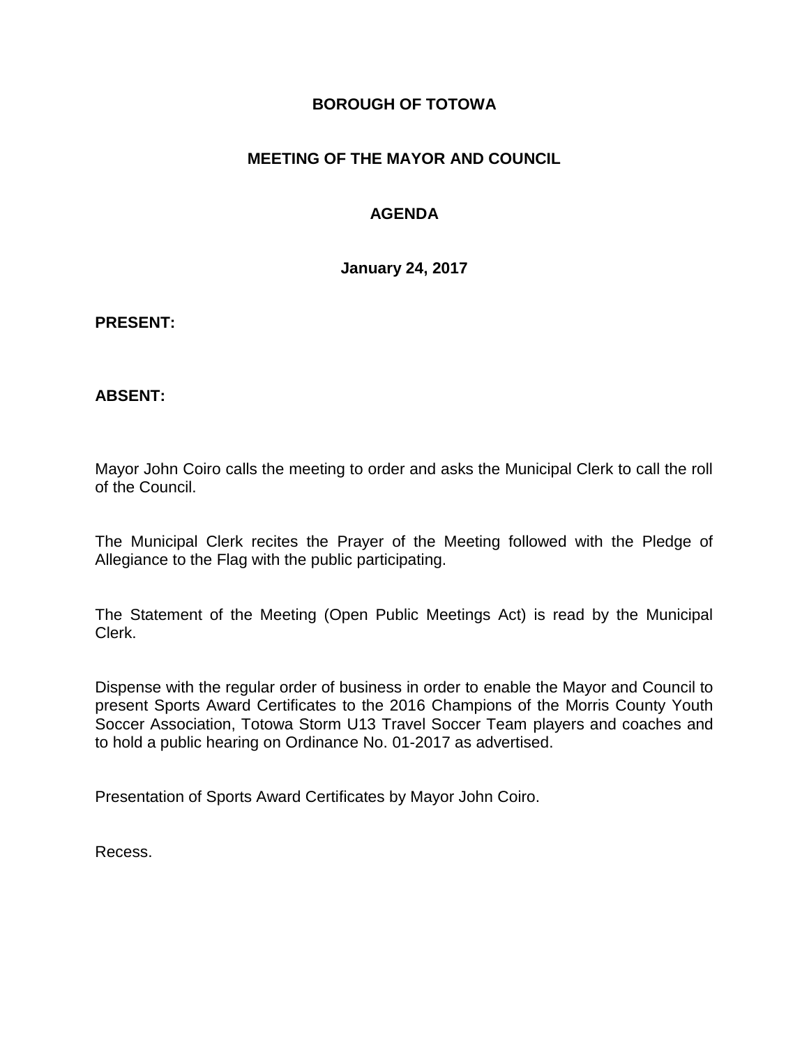# BOROUGH OF TOTOWA

## MEETING OF THE MAYOR AND COUNCIL

## AGENDA

**January 24, 2017**

**PRESENT:**

**ABSENT:**

Mayor John Coiro calls the meeting to order and asks the Municipal Clerk to call the roll of the Council.

The Municipal Clerk recites the Prayer of the Meeting followed with the Pledge of Allegiance to the Flag with the public participating.

The Statement of the Meeting (Open Public Meetings Act) is read by the Municipal Clerk.

Dispense with the regular order of business in order to enable the Mayor and Council to present Sports Award Certificates to the 2016 Champions of the Morris County Youth Soccer Association, Totowa Storm U13 Travel Soccer Team players and coaches and to hold a public hearing on Ordinance No. 01-2017 as advertised.

Presentation of Sports Award Certificates by Mayor John Coiro.

Recess.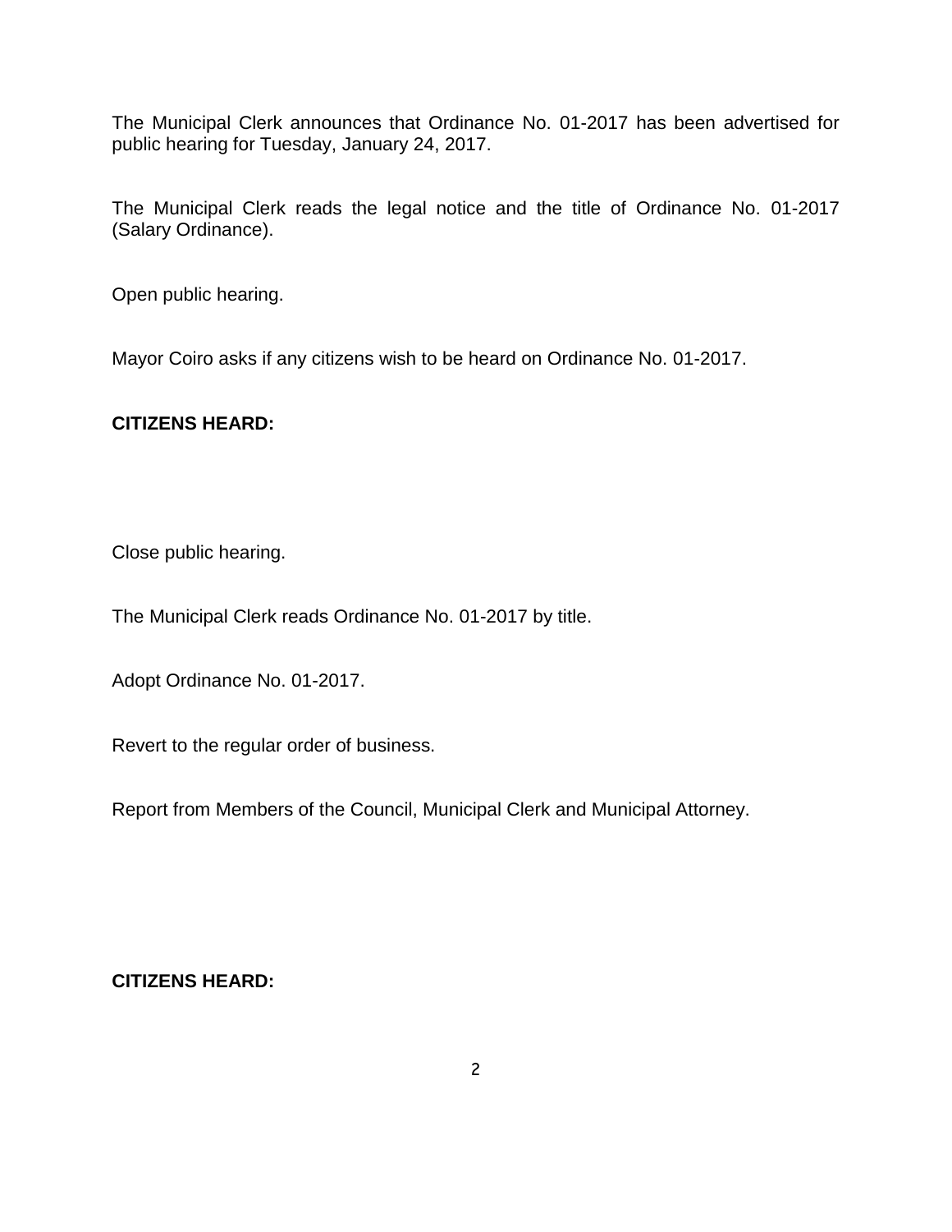The Municipal Clerk announces that Ordinance No. 01-2017 has been advertised for public hearing for Tuesday, January 24, 2017.

The Municipal Clerk reads the legal notice and the title of Ordinance No. 01-2017 (Salary Ordinance).

Open public hearing.

Mayor Coiro asks if any citizens wish to be heard on Ordinance No. 01-2017.

**CITIZENS HEARD:**

Close public hearing.

The Municipal Clerk reads Ordinance No. 01-2017 by title.

Adopt Ordinance No. 01-2017.

Revert to the regular order of business.

Report from Members of the Council, Municipal Clerk and Municipal Attorney.

**CITIZENS HEARD:**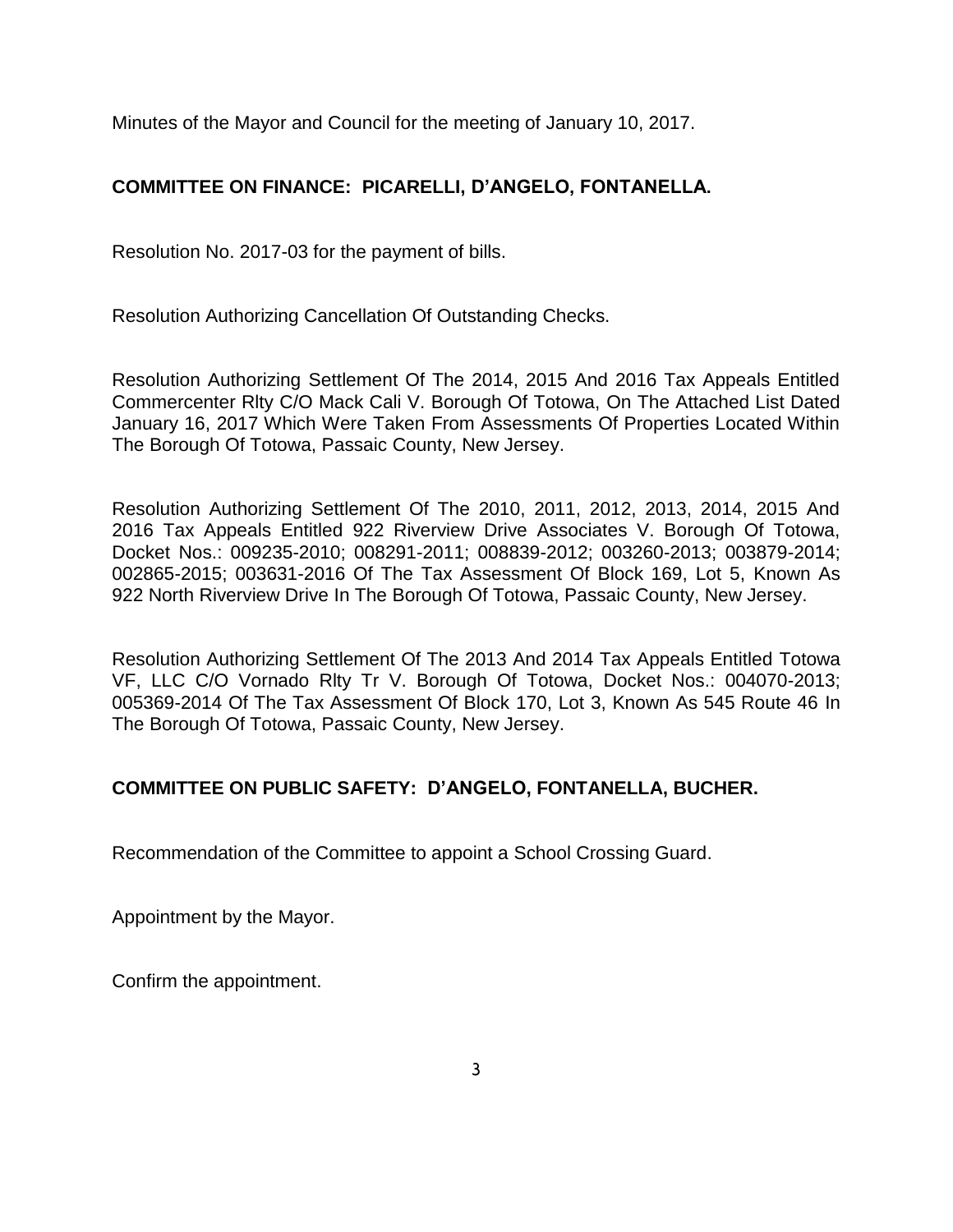Minutes of the Mayor and Council for the meeting of January 10, 2017.

**COMMITTEE ON FINANCE: PICARELLI, D'ANGELO, FONTANELLA.**

Resolution No. 2017-03 for the payment of bills.

Resolution Authorizing Cancellation Of Outstanding Checks.

Resolution Authorizing Settlement Of The 2014, 2015 And 2016 Tax Appeals Entitled Commercenter Rlty C/O Mack Cali V. Borough Of Totowa, On The Attached List Dated January 16, 2017 Which Were Taken From Assessments Of Properties Located Within The Borough Of Totowa, Passaic County, New Jersey.

Resolution Authorizing Settlement Of The 2010, 2011, 2012, 2013, 2014, 2015 And 2016 Tax Appeals Entitled 922 Riverview Drive Associates V. Borough Of Totowa, Docket Nos.: 009235-2010; 008291-2011; 008839-2012; 003260-2013; 003879-2014; 002865-2015; 003631-2016 Of The Tax Assessment Of Block 169, Lot 5, Known As 922 North Riverview Drive In The Borough Of Totowa, Passaic County, New Jersey.

Resolution Authorizing Settlement Of The 2013 And 2014 Tax Appeals Entitled Totowa VF, LLC C/O Vornado Rlty Tr V. Borough Of Totowa, Docket Nos.: 004070-2013; 005369-2014 Of The Tax Assessment Of Block 170, Lot 3, Known As 545 Route 46 In The Borough Of Totowa, Passaic County, New Jersey.

**COMMITTEE ON PUBLIC SAFETY: D'ANGELO, FONTANELLA, BUCHER.**

Recommendation of the Committee to appoint a School Crossing Guard.

Appointment by the Mayor.

Confirm the appointment.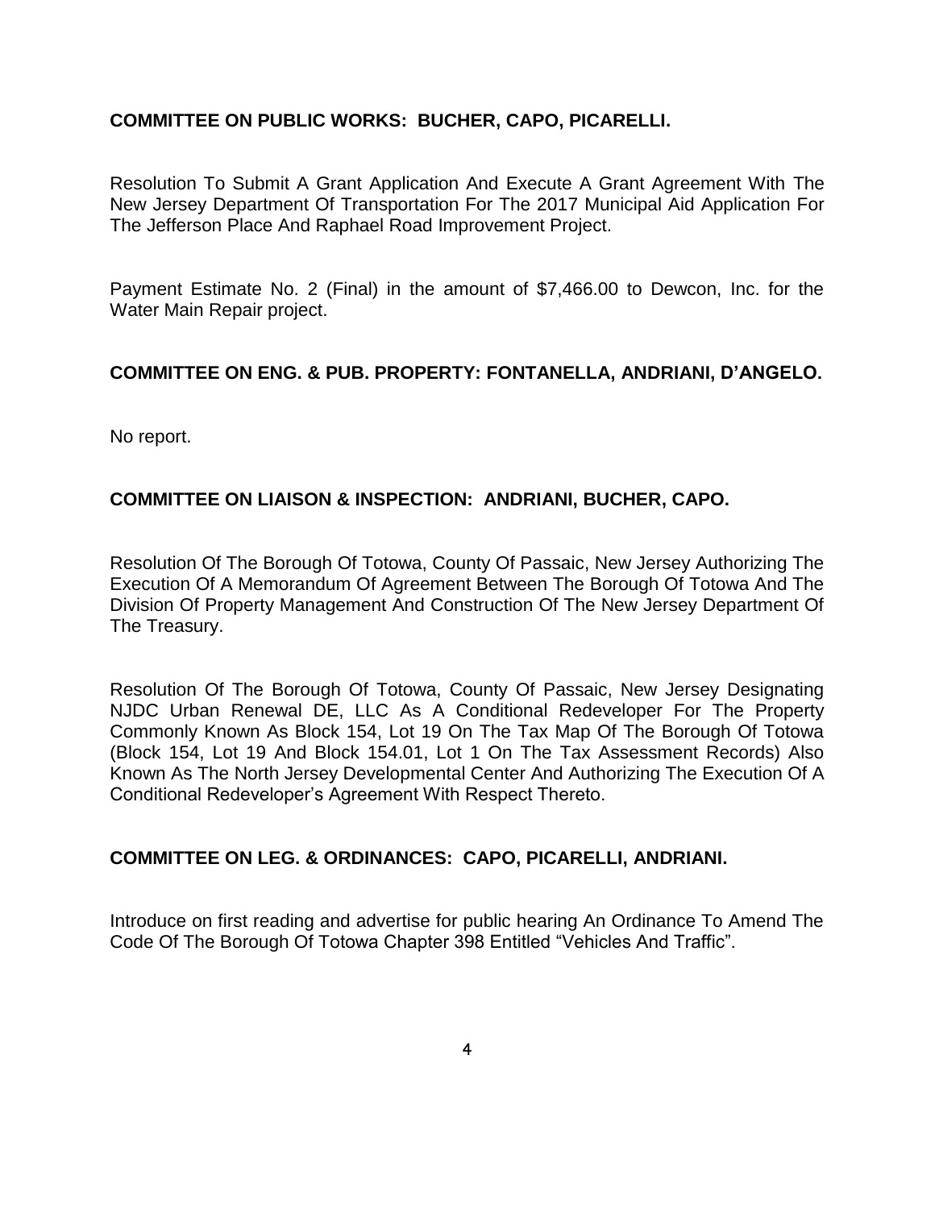**COMMITTEE ON PUBLIC WORKS: BUCHER, CAPO, PICARELLI.**

Resolution To Submit A Grant Application And Execute A Grant Agreement With The New Jersey Department Of Transportation For The 2017 Municipal Aid Application For The Jefferson Place And Raphael Road Improvement Project.

Payment Estimate No. 2 (Final) in the amount of $7,466.00 to Dewcon, Inc. for the Water Main Repair project.

**COMMITTEE ON ENG. & PUB. PROPERTY: FONTANELLA, ANDRIANI, D'ANGELO.**

No report.

**COMMITTEE ON LIAISON & INSPECTION: ANDRIANI, BUCHER, CAPO.**

Resolution Of The Borough Of Totowa, County Of Passaic, New Jersey Authorizing The Execution Of A Memorandum Of Agreement Between The Borough Of Totowa And The Division Of Property Management And Construction Of The New Jersey Department Of The Treasury.

Resolution Of The Borough Of Totowa, County Of Passaic, New Jersey Designating NJDC Urban Renewal DE, LLC As A Conditional Redeveloper For The Property Commonly Known As Block 154, Lot 19 On The Tax Map Of The Borough Of Totowa (Block 154, Lot 19 And Block 154.01, Lot 1 On The Tax Assessment Records) Also Known As The North Jersey Developmental Center And Authorizing The Execution Of A Conditional Redeveloper's Agreement With Respect Thereto.

**COMMITTEE ON LEG. & ORDINANCES: CAPO, PICARELLI, ANDRIANI.**

Introduce on first reading and advertise for public hearing An Ordinance To Amend The Code Of The Borough Of Totowa Chapter 398 Entitled "Vehicles And Traffic".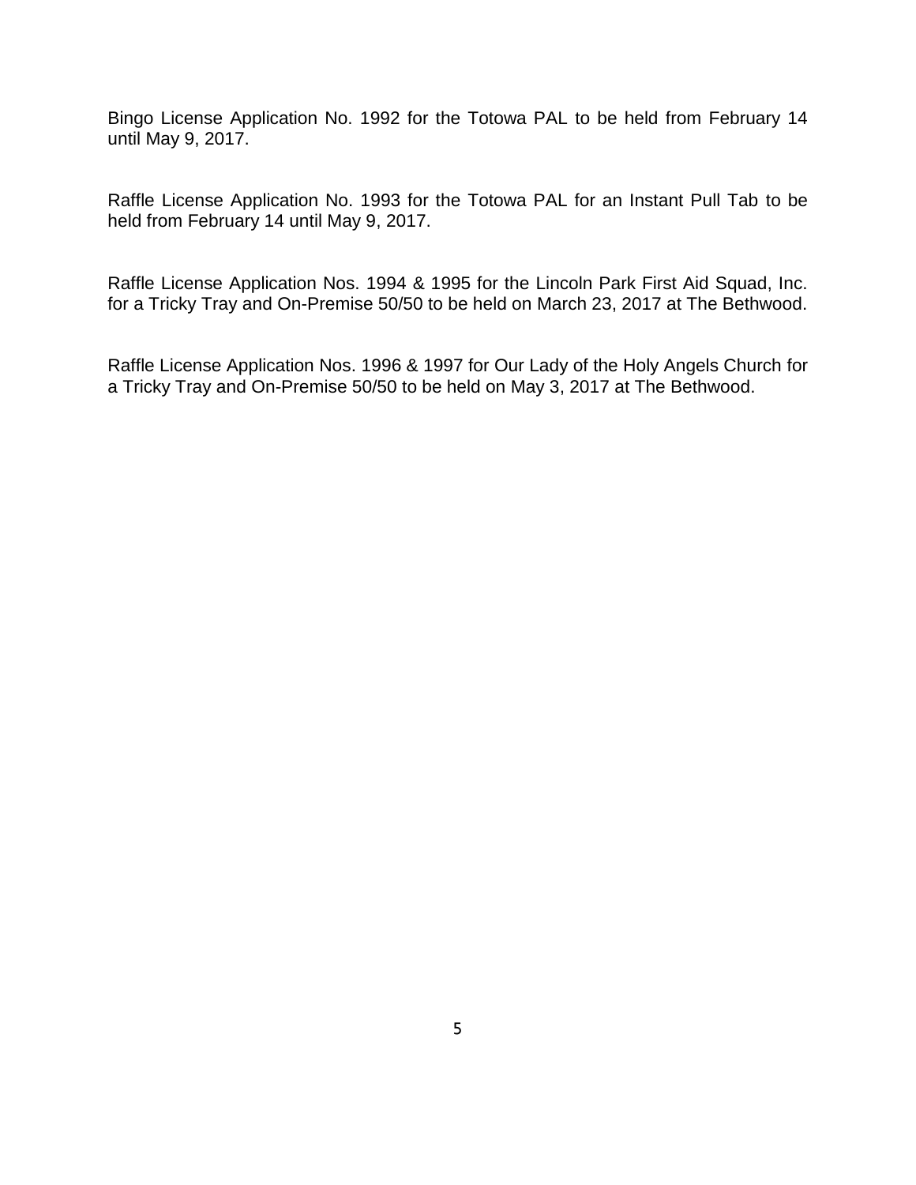Bingo License Application No. 1992 for the Totowa PAL to be held from February 14 until May 9, 2017.

Raffle License Application No. 1993 for the Totowa PAL for an Instant Pull Tab to be held from February 14 until May 9, 2017.

Raffle License Application Nos. 1994 & 1995 for the Lincoln Park First Aid Squad, Inc. for a Tricky Tray and On-Premise 50/50 to be held on March 23, 2017 at The Bethwood.

Raffle License Application Nos. 1996 & 1997 for Our Lady of the Holy Angels Church for a Tricky Tray and On-Premise 50/50 to be held on May 3, 2017 at The Bethwood.